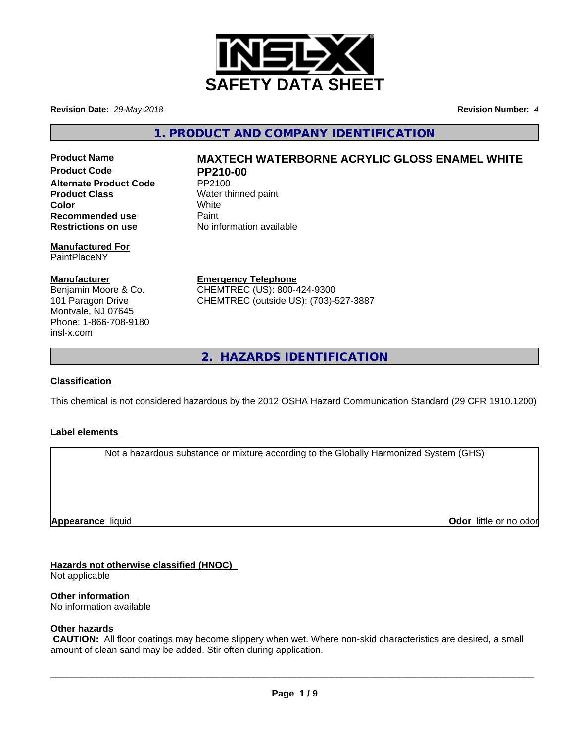# SAFETY DATA SHEET

**Revision Date:** *29-May-2018* **Revision Number:** *4*

## 1. PRODUCT AND COMPANY IDENTIFICATION

| | |
|---|---|
| **Product Name** | **MAXTECH WATERBORNE ACRYLIC GLOSS ENAMEL WHITE** |
| **Product Code** | **PP210-00** |
| **Alternate Product Code** | PP2100 |
| **Product Class** | Water thinned paint |
| **Color** | White |
| **Recommended use** | Paint |
| **Restrictions on use** | No information available |

**Manufactured For**
PaintPlaceNY

**Manufacturer**
Benjamin Moore & Co.
101 Paragon Drive
Montvale, NJ 07645
Phone: 1-866-708-9180
insl-x.com

**Emergency Telephone**
CHEMTREC (US): 800-424-9300
CHEMTREC (outside US): (703)-527-3887

## 2. HAZARDS IDENTIFICATION

### Classification

This chemical is not considered hazardous by the 2012 OSHA Hazard Communication Standard (29 CFR 1910.1200)

### Label elements

Not a hazardous substance or mixture according to the Globally Harmonized System (GHS)

**Appearance** liquid **Odor** little or no odor

### Hazards not otherwise classified (HNOC)

Not applicable

### Other information

No information available

### Other hazards

**CAUTION:** All floor coatings may become slippery when wet. Where non-skid characteristics are desired, a small amount of clean sand may be added. Stir often during application.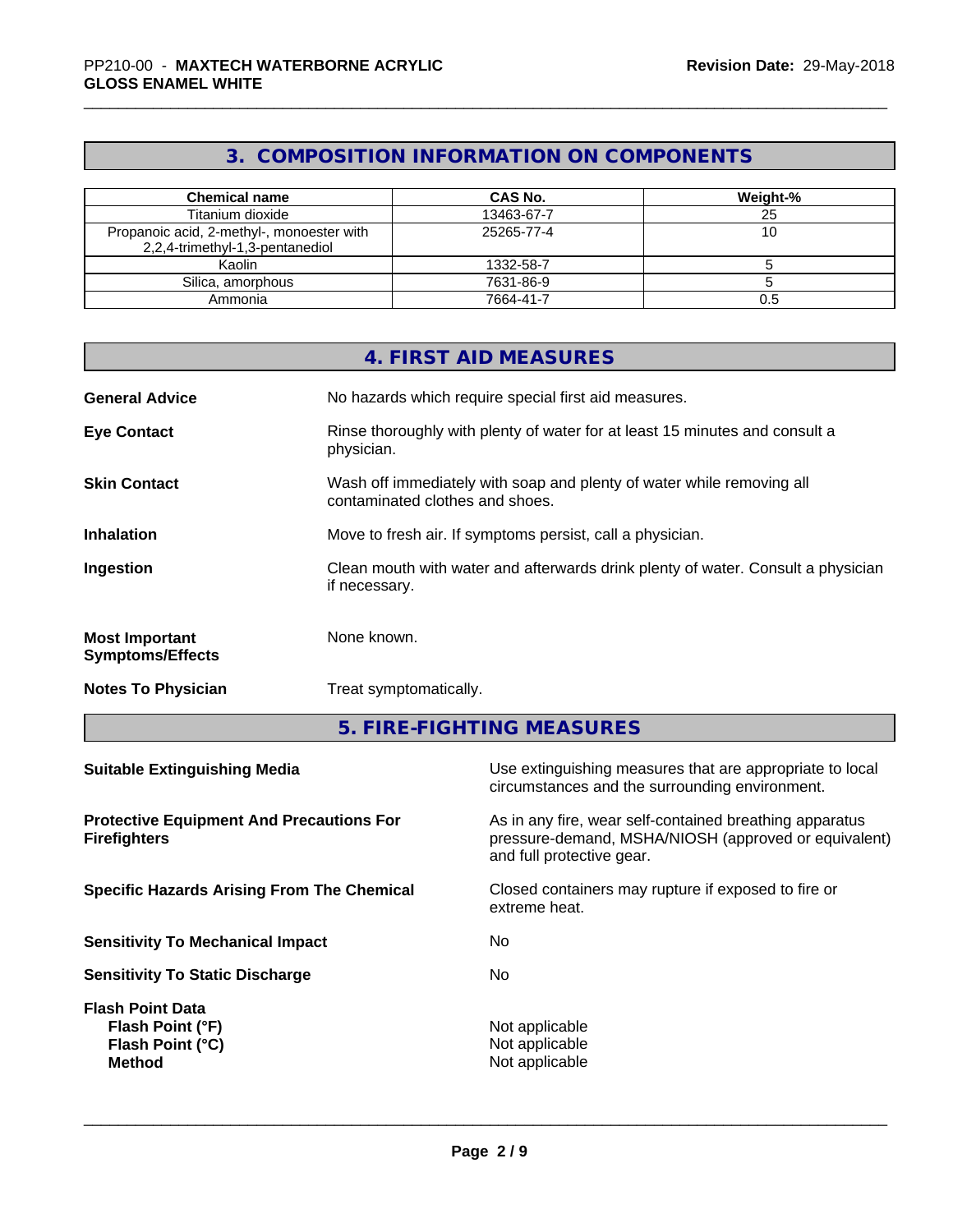## 3. COMPOSITION INFORMATION ON COMPONENTS

| Chemical name | CAS No. | Weight-% |
|---|---|---|
| Titanium dioxide | 13463-67-7 | 25 |
| Propanoic acid, 2-methyl-, monoester with 2,2,4-trimethyl-1,3-pentanediol | 25265-77-4 | 10 |
| Kaolin | 1332-58-7 | 5 |
| Silica, amorphous | 7631-86-9 | 5 |
| Ammonia | 7664-41-7 | 0.5 |

## 4. FIRST AID MEASURES

**General Advice**
No hazards which require special first aid measures.

**Eye Contact**
Rinse thoroughly with plenty of water for at least 15 minutes and consult a physician.

**Skin Contact**
Wash off immediately with soap and plenty of water while removing all contaminated clothes and shoes.

**Inhalation**
Move to fresh air. If symptoms persist, call a physician.

**Ingestion**
Clean mouth with water and afterwards drink plenty of water. Consult a physician if necessary.

**Most Important Symptoms/Effects**
None known.

**Notes To Physician**
Treat symptomatically.

## 5. FIRE-FIGHTING MEASURES

**Suitable Extinguishing Media**
Use extinguishing measures that are appropriate to local circumstances and the surrounding environment.

**Protective Equipment And Precautions For Firefighters**
As in any fire, wear self-contained breathing apparatus pressure-demand, MSHA/NIOSH (approved or equivalent) and full protective gear.

**Specific Hazards Arising From The Chemical**
Closed containers may rupture if exposed to fire or extreme heat.

**Sensitivity To Mechanical Impact**
No

**Sensitivity To Static Discharge**
No

**Flash Point Data**
- **Flash Point (°F)**: Not applicable
- **Flash Point (°C)**: Not applicable
- **Method**: Not applicable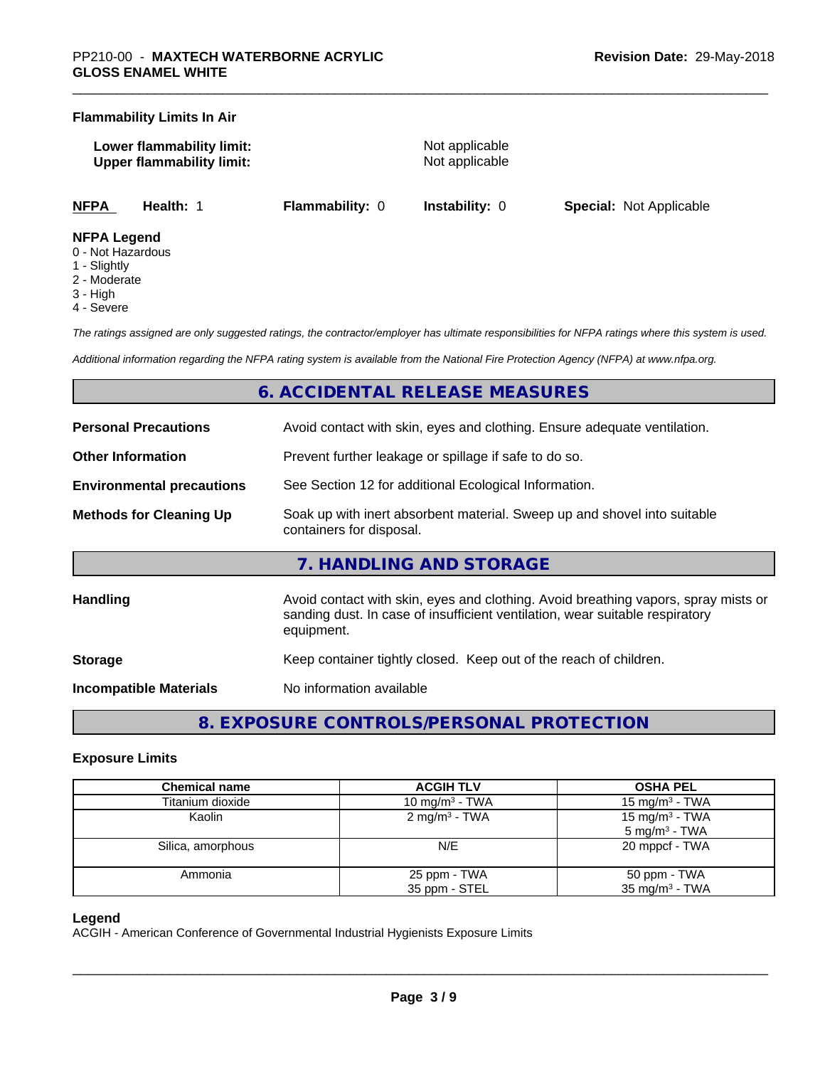**Flammability Limits In Air**

| | |
|---|---|
| **Lower flammability limit:** | Not applicable |
| **Upper flammability limit:** | Not applicable |

| NFPA | Health: 1 | Flammability: 0 | Instability: 0 | Special: Not Applicable |
|---|---|---|---|---|

**NFPA Legend**

- 0 - Not Hazardous
- 1 - Slightly
- 2 - Moderate
- 3 - High
- 4 - Severe

*The ratings assigned are only suggested ratings, the contractor/employer has ultimate responsibilities for NFPA ratings where this system is used.*

*Additional information regarding the NFPA rating system is available from the National Fire Protection Agency (NFPA) at www.nfpa.org.*

## 6. ACCIDENTAL RELEASE MEASURES

| | |
|---|---|
| **Personal Precautions** | Avoid contact with skin, eyes and clothing. Ensure adequate ventilation. |
| **Other Information** | Prevent further leakage or spillage if safe to do so. |
| **Environmental precautions** | See Section 12 for additional Ecological Information. |
| **Methods for Cleaning Up** | Soak up with inert absorbent material. Sweep up and shovel into suitable containers for disposal. |

## 7. HANDLING AND STORAGE

| | |
|---|---|
| **Handling** | Avoid contact with skin, eyes and clothing. Avoid breathing vapors, spray mists or sanding dust. In case of insufficient ventilation, wear suitable respiratory equipment. |
| **Storage** | Keep container tightly closed. Keep out of the reach of children. |
| **Incompatible Materials** | No information available |

## 8. EXPOSURE CONTROLS/PERSONAL PROTECTION

### Exposure Limits

| Chemical name | ACGIH TLV | OSHA PEL |
|---|---|---|
| Titanium dioxide | 10 mg/m$^3$ - TWA | 15 mg/m$^3$ - TWA |
| Kaolin | 2 mg/m$^3$ - TWA | 15 mg/m$^3$ - TWA<br>5 mg/m$^3$ - TWA |
| Silica, amorphous | N/E | 20 mppcf - TWA |
| Ammonia | 25 ppm - TWA<br>35 ppm - STEL | 50 ppm - TWA<br>35 mg/m$^3$ - TWA |

**Legend**

ACGIH - American Conference of Governmental Industrial Hygienists Exposure Limits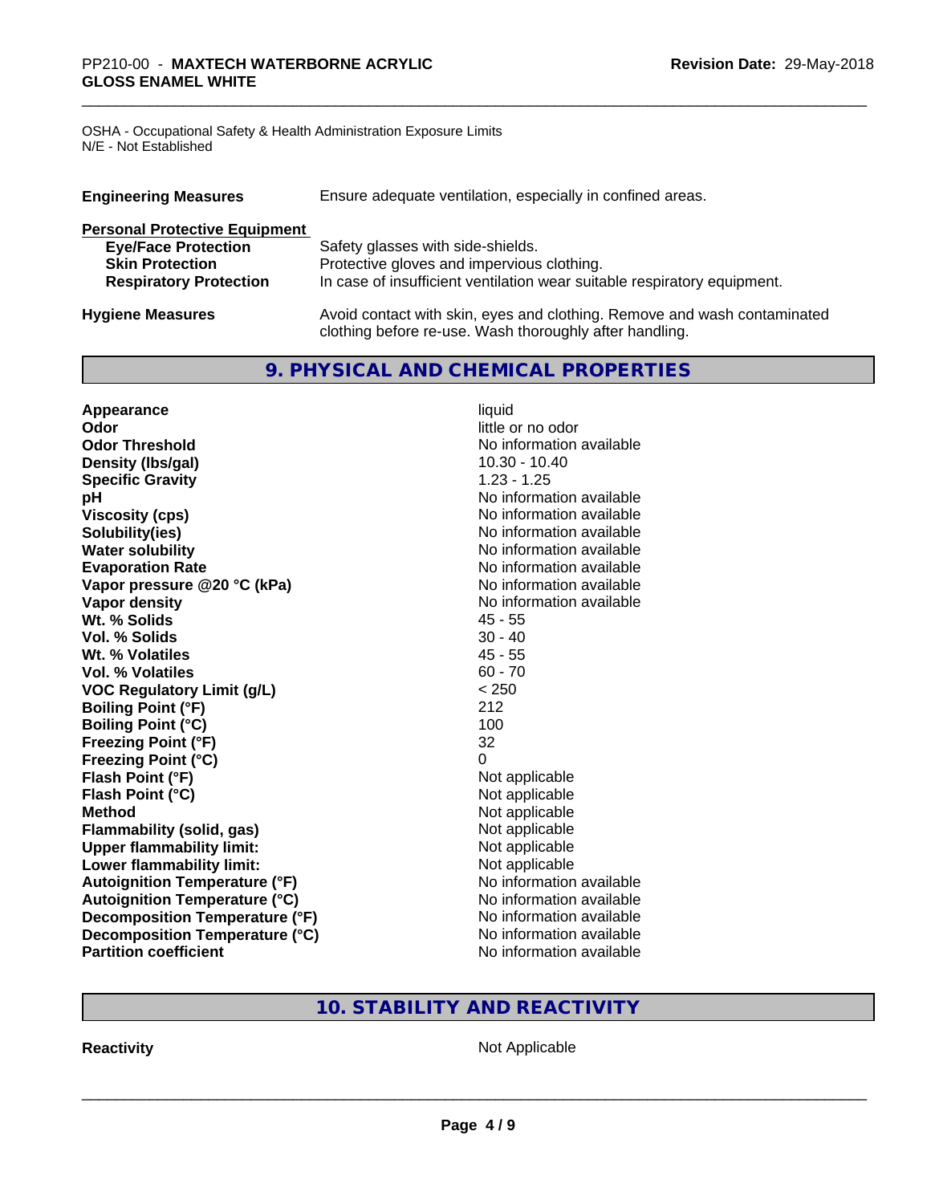OSHA - Occupational Safety & Health Administration Exposure Limits
N/E - Not Established

| | |
|---|---|
| **Engineering Measures** | Ensure adequate ventilation, especially in confined areas. |

**Personal Protective Equipment**

| | |
|---|---|
| **Eye/Face Protection** | Safety glasses with side-shields. |
| **Skin Protection** | Protective gloves and impervious clothing. |
| **Respiratory Protection** | In case of insufficient ventilation wear suitable respiratory equipment. |

| | |
|---|---|
| **Hygiene Measures** | Avoid contact with skin, eyes and clothing. Remove and wash contaminated clothing before re-use. Wash thoroughly after handling. |

## 9. PHYSICAL AND CHEMICAL PROPERTIES

| | |
|---|---|
| **Appearance** | liquid |
| **Odor** | little or no odor |
| **Odor Threshold** | No information available |
| **Density (lbs/gal)** | 10.30 - 10.40 |
| **Specific Gravity** | 1.23 - 1.25 |
| **pH** | No information available |
| **Viscosity (cps)** | No information available |
| **Solubility(ies)** | No information available |
| **Water solubility** | No information available |
| **Evaporation Rate** | No information available |
| **Vapor pressure @20 °C (kPa)** | No information available |
| **Vapor density** | No information available |
| **Wt. % Solids** | 45 - 55 |
| **Vol. % Solids** | 30 - 40 |
| **Wt. % Volatiles** | 45 - 55 |
| **Vol. % Volatiles** | 60 - 70 |
| **VOC Regulatory Limit (g/L)** | < 250 |
| **Boiling Point (°F)** | 212 |
| **Boiling Point (°C)** | 100 |
| **Freezing Point (°F)** | 32 |
| **Freezing Point (°C)** | 0 |
| **Flash Point (°F)** | Not applicable |
| **Flash Point (°C)** | Not applicable |
| **Method** | Not applicable |
| **Flammability (solid, gas)** | Not applicable |
| **Upper flammability limit:** | Not applicable |
| **Lower flammability limit:** | Not applicable |
| **Autoignition Temperature (°F)** | No information available |
| **Autoignition Temperature (°C)** | No information available |
| **Decomposition Temperature (°F)** | No information available |
| **Decomposition Temperature (°C)** | No information available |
| **Partition coefficient** | No information available |

## 10. STABILITY AND REACTIVITY

| | |
|---|---|
| **Reactivity** | Not Applicable |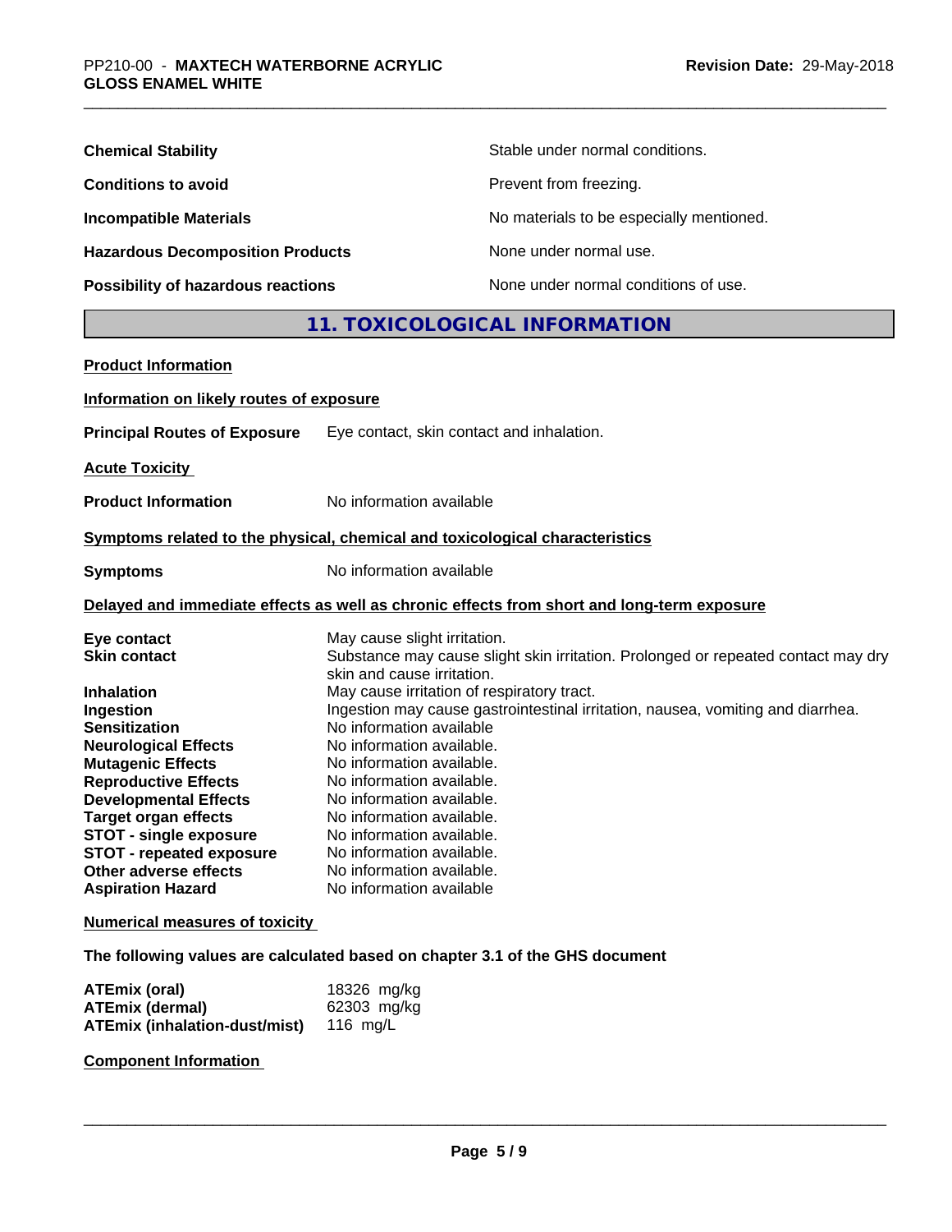| | |
|---|---|
| **Chemical Stability** | Stable under normal conditions. |
| **Conditions to avoid** | Prevent from freezing. |
| **Incompatible Materials** | No materials to be especially mentioned. |
| **Hazardous Decomposition Products** | None under normal use. |
| **Possibility of hazardous reactions** | None under normal conditions of use. |

## 11. TOXICOLOGICAL INFORMATION

**Product Information**

**Information on likely routes of exposure**

**Principal Routes of Exposure** Eye contact, skin contact and inhalation.

**Acute Toxicity**

**Product Information** No information available

**Symptoms related to the physical, chemical and toxicological characteristics**

**Symptoms** No information available

**Delayed and immediate effects as well as chronic effects from short and long-term exposure**

| | |
|---|---|
| **Eye contact** | May cause slight irritation. |
| **Skin contact** | Substance may cause slight skin irritation. Prolonged or repeated contact may dry skin and cause irritation. |
| **Inhalation** | May cause irritation of respiratory tract. |
| **Ingestion** | Ingestion may cause gastrointestinal irritation, nausea, vomiting and diarrhea. |
| **Sensitization** | No information available |
| **Neurological Effects** | No information available. |
| **Mutagenic Effects** | No information available. |
| **Reproductive Effects** | No information available. |
| **Developmental Effects** | No information available. |
| **Target organ effects** | No information available. |
| **STOT - single exposure** | No information available. |
| **STOT - repeated exposure** | No information available. |
| **Other adverse effects** | No information available. |
| **Aspiration Hazard** | No information available |

**Numerical measures of toxicity**

**The following values are calculated based on chapter 3.1 of the GHS document**

| | |
|---|---|
| **ATEmix (oral)** | 18326 mg/kg |
| **ATEmix (dermal)** | 62303 mg/kg |
| **ATEmix (inhalation-dust/mist)** | 116 mg/L |

**Component Information**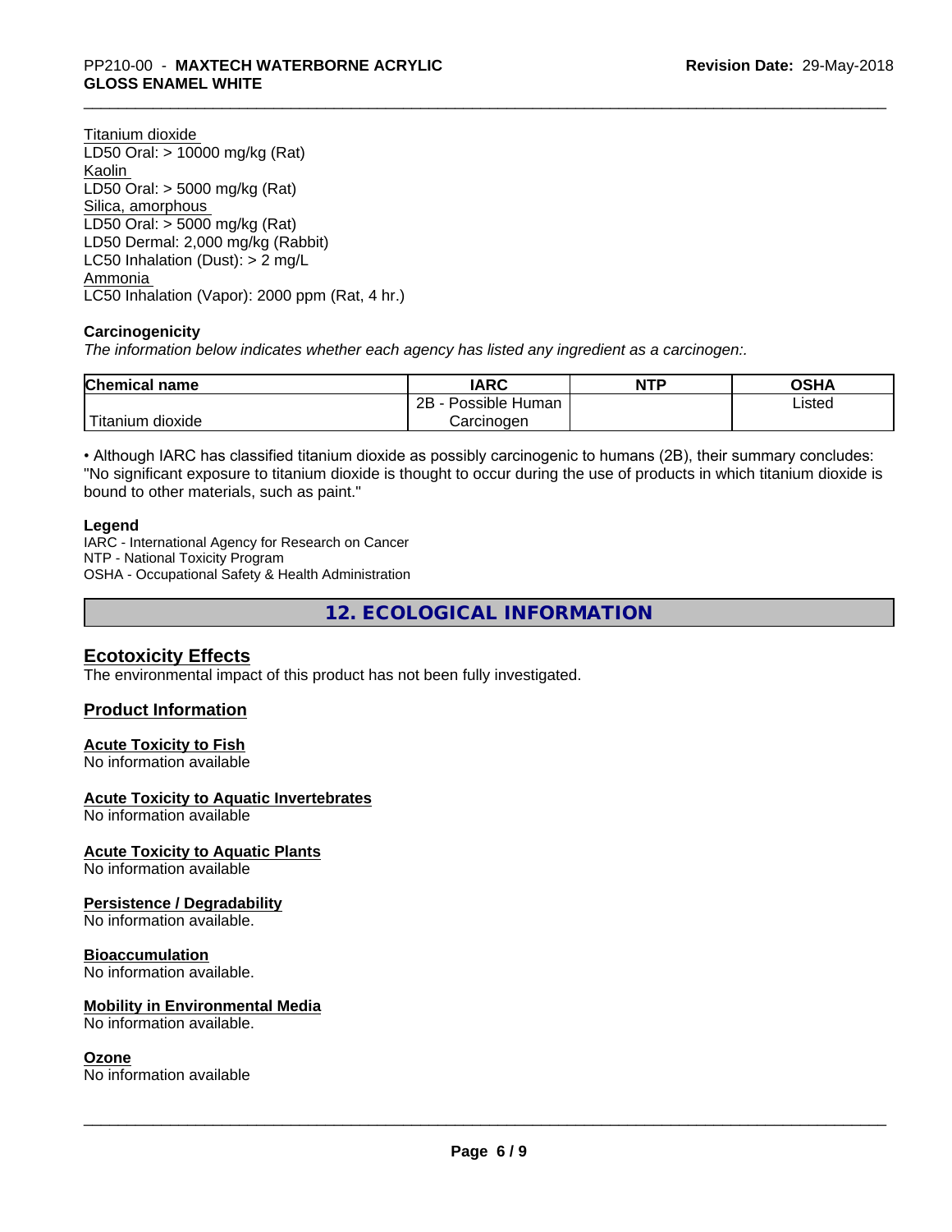Titanium dioxide
LD50 Oral: > 10000 mg/kg (Rat)
Kaolin
LD50 Oral: > 5000 mg/kg (Rat)
Silica, amorphous
LD50 Oral: > 5000 mg/kg (Rat)
LD50 Dermal: 2,000 mg/kg (Rabbit)
LC50 Inhalation (Dust): > 2 mg/L
Ammonia
LC50 Inhalation (Vapor): 2000 ppm (Rat, 4 hr.)

**Carcinogenicity**

*The information below indicates whether each agency has listed any ingredient as a carcinogen:.*

| Chemical name | IARC | NTP | OSHA |
|---|---|---|---|
| Titanium dioxide | 2B - Possible Human Carcinogen | | Listed |

• Although IARC has classified titanium dioxide as possibly carcinogenic to humans (2B), their summary concludes: "No significant exposure to titanium dioxide is thought to occur during the use of products in which titanium dioxide is bound to other materials, such as paint."

**Legend**

IARC - International Agency for Research on Cancer
NTP - National Toxicity Program
OSHA - Occupational Safety & Health Administration

## 12. ECOLOGICAL INFORMATION

### Ecotoxicity Effects

The environmental impact of this product has not been fully investigated.

### Product Information

**Acute Toxicity to Fish**
No information available

**Acute Toxicity to Aquatic Invertebrates**
No information available

**Acute Toxicity to Aquatic Plants**
No information available

**Persistence / Degradability**
No information available.

**Bioaccumulation**
No information available.

**Mobility in Environmental Media**
No information available.

**Ozone**
No information available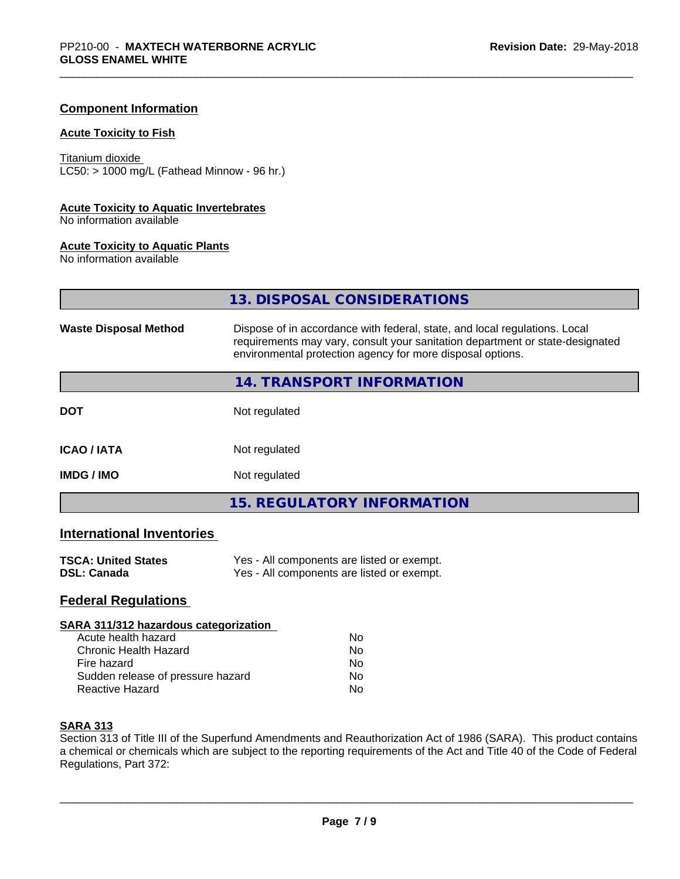## Component Information

**Acute Toxicity to Fish**

Titanium dioxide
LC50: > 1000 mg/L (Fathead Minnow - 96 hr.)

**Acute Toxicity to Aquatic Invertebrates**
No information available

**Acute Toxicity to Aquatic Plants**
No information available

## 13. DISPOSAL CONSIDERATIONS

| | |
|---|---|
| **Waste Disposal Method** | Dispose of in accordance with federal, state, and local regulations. Local requirements may vary, consult your sanitation department or state-designated environmental protection agency for more disposal options. |

## 14. TRANSPORT INFORMATION

| | |
|---|---|
| **DOT** | Not regulated |
| **ICAO / IATA** | Not regulated |
| **IMDG / IMO** | Not regulated |

## 15. REGULATORY INFORMATION

### International Inventories

| | |
|---|---|
| **TSCA: United States** | Yes - All components are listed or exempt. |
| **DSL: Canada** | Yes - All components are listed or exempt. |

### Federal Regulations

**SARA 311/312 hazardous categorization**

| | |
|---|---|
| Acute health hazard | No |
| Chronic Health Hazard | No |
| Fire hazard | No |
| Sudden release of pressure hazard | No |
| Reactive Hazard | No |

**SARA 313**

Section 313 of Title III of the Superfund Amendments and Reauthorization Act of 1986 (SARA). This product contains a chemical or chemicals which are subject to the reporting requirements of the Act and Title 40 of the Code of Federal Regulations, Part 372: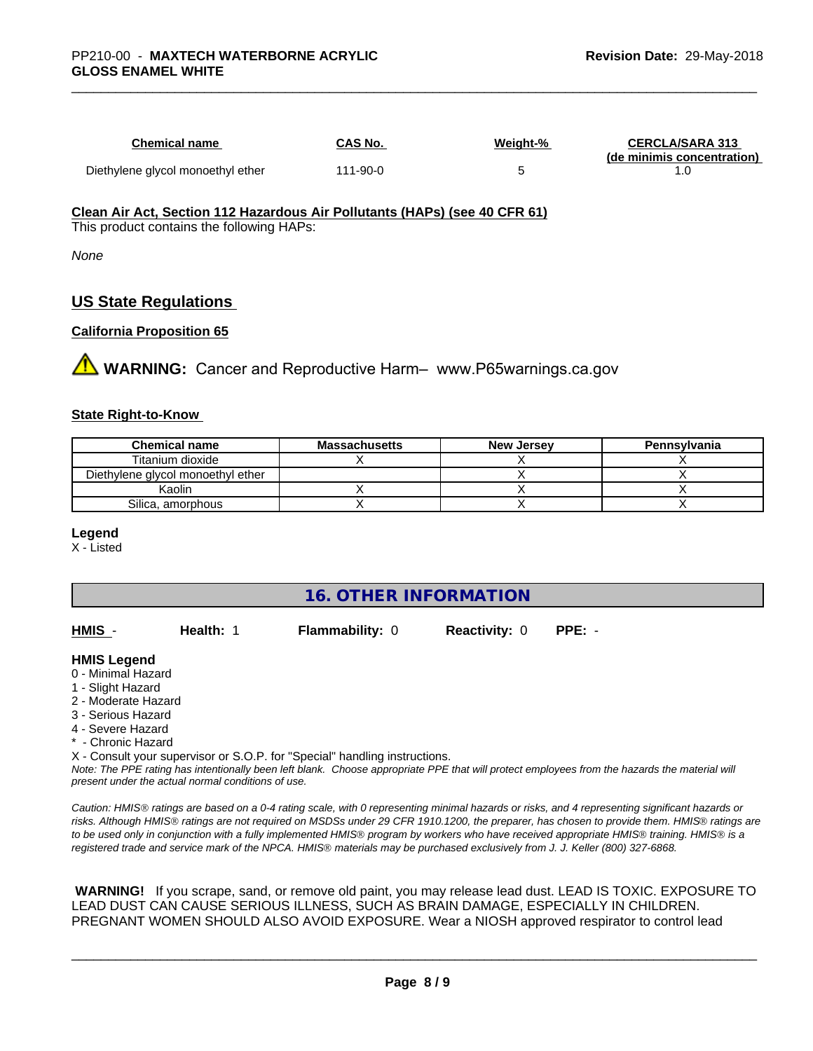| Chemical name | CAS No. | Weight-% | CERCLA/SARA 313 (de minimis concentration) |
|---|---|---|---|
| Diethylene glycol monoethyl ether | 111-90-0 | 5 | 1.0 |

**Clean Air Act, Section 112 Hazardous Air Pollutants (HAPs) (see 40 CFR 61)**

This product contains the following HAPs:

*None*

## US State Regulations

**California Proposition 65**

**WARNING:** Cancer and Reproductive Harm– www.P65warnings.ca.gov

**State Right-to-Know**

| Chemical name | Massachusetts | New Jersey | Pennsylvania |
|---|---|---|---|
| Titanium dioxide | X | X | X |
| Diethylene glycol monoethyl ether | | X | X |
| Kaolin | X | X | X |
| Silica, amorphous | X | X | X |

**Legend**

X - Listed

## 16. OTHER INFORMATION

**HMIS** - **Health:** 1 **Flammability:** 0 **Reactivity:** 0 **PPE:** -

**HMIS Legend**

0 - Minimal Hazard
1 - Slight Hazard
2 - Moderate Hazard
3 - Serious Hazard
4 - Severe Hazard
* - Chronic Hazard
X - Consult your supervisor or S.O.P. for "Special" handling instructions.

*Note: The PPE rating has intentionally been left blank. Choose appropriate PPE that will protect employees from the hazards the material will present under the actual normal conditions of use.*

*Caution: HMIS® ratings are based on a 0-4 rating scale, with 0 representing minimal hazards or risks, and 4 representing significant hazards or risks. Although HMIS® ratings are not required on MSDSs under 29 CFR 1910.1200, the preparer, has chosen to provide them. HMIS® ratings are to be used only in conjunction with a fully implemented HMIS® program by workers who have received appropriate HMIS® training. HMIS® is a registered trade and service mark of the NPCA. HMIS® materials may be purchased exclusively from J. J. Keller (800) 327-6868.*

**WARNING!** If you scrape, sand, or remove old paint, you may release lead dust. LEAD IS TOXIC. EXPOSURE TO LEAD DUST CAN CAUSE SERIOUS ILLNESS, SUCH AS BRAIN DAMAGE, ESPECIALLY IN CHILDREN. PREGNANT WOMEN SHOULD ALSO AVOID EXPOSURE. Wear a NIOSH approved respirator to control lead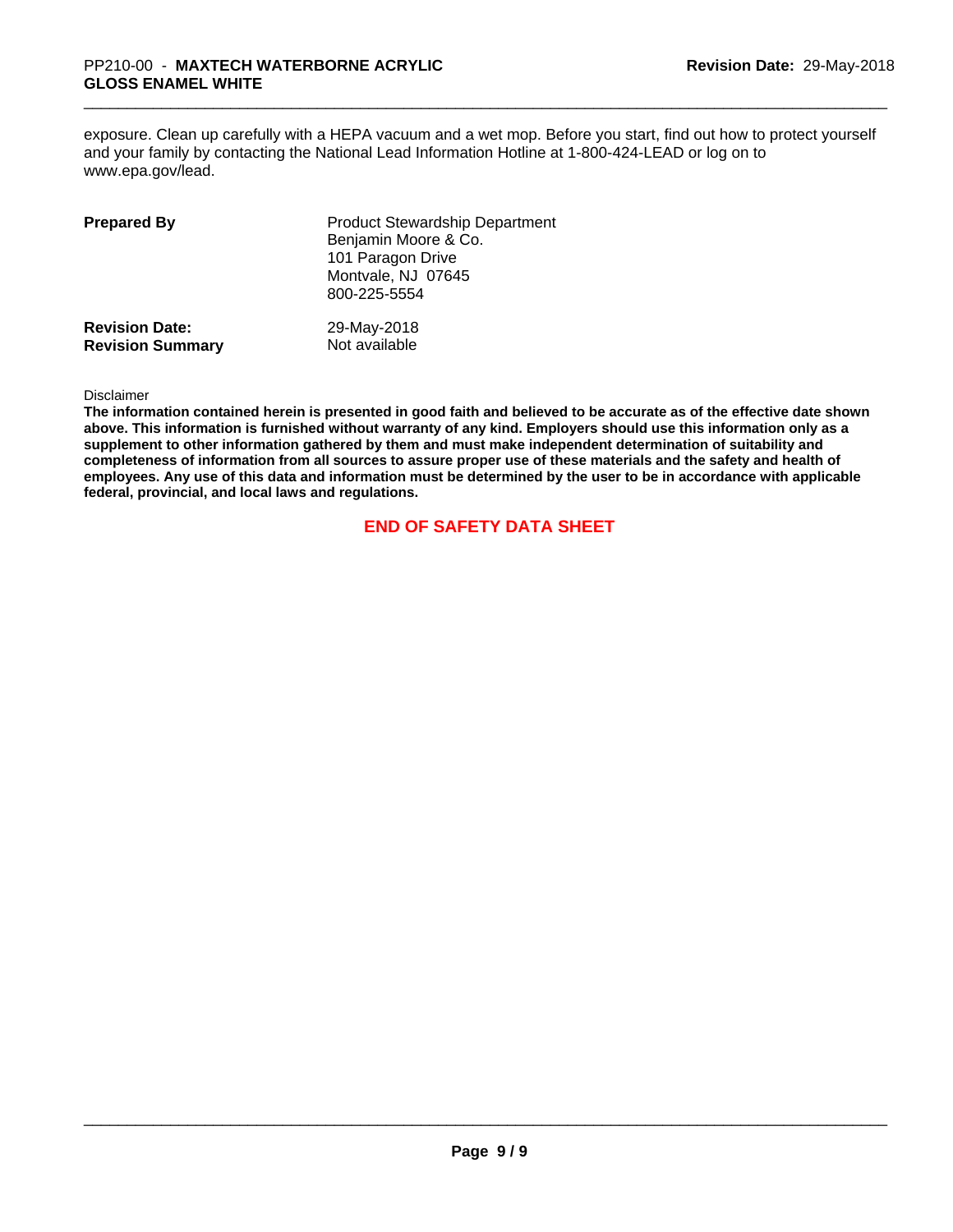exposure. Clean up carefully with a HEPA vacuum and a wet mop. Before you start, find out how to protect yourself and your family by contacting the National Lead Information Hotline at 1-800-424-LEAD or log on to www.epa.gov/lead.

| | |
|---|---|
| **Prepared By** | Product Stewardship Department<br>Benjamin Moore & Co.<br>101 Paragon Drive<br>Montvale, NJ 07645<br>800-225-5554 |
| **Revision Date:** | 29-May-2018 |
| **Revision Summary** | Not available |

Disclaimer

**The information contained herein is presented in good faith and believed to be accurate as of the effective date shown above. This information is furnished without warranty of any kind. Employers should use this information only as a supplement to other information gathered by them and must make independent determination of suitability and completeness of information from all sources to assure proper use of these materials and the safety and health of employees. Any use of this data and information must be determined by the user to be in accordance with applicable federal, provincial, and local laws and regulations.**

**END OF SAFETY DATA SHEET**